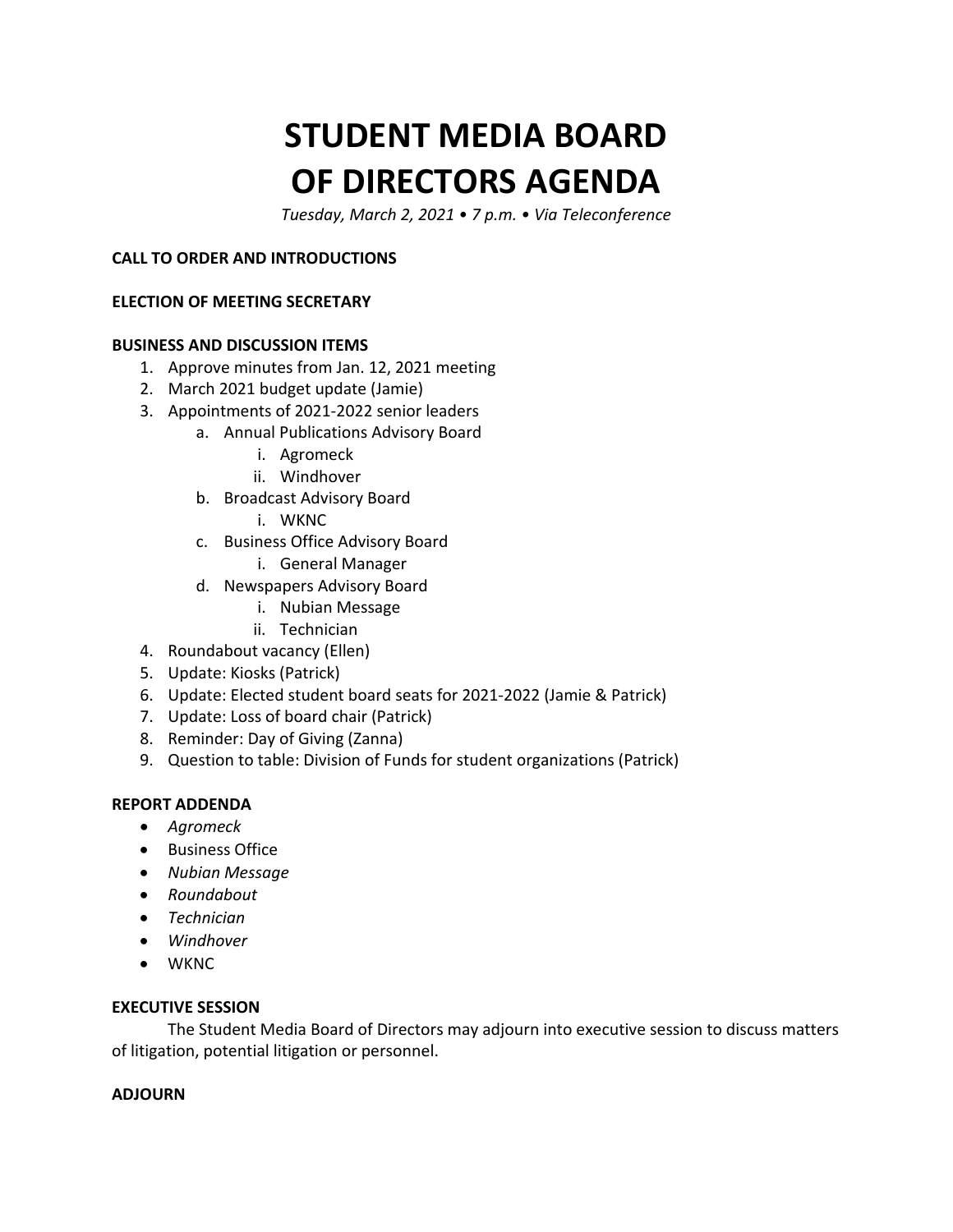# STUDENT MEDIA BOARD OF DIRECTORS AGENDA

*Tuesday, March 2, 2021 • 7 p.m. • Via Teleconference*

**CALL TO ORDER AND INTRODUCTIONS**

**ELECTION OF MEETING SECRETARY**

**BUSINESS AND DISCUSSION ITEMS**

1. Approve minutes from Jan. 12, 2021 meeting
2. March 2021 budget update (Jamie)
3. Appointments of 2021-2022 senior leaders
    a. Annual Publications Advisory Board
        i. Agromeck
        ii. Windhover
    b. Broadcast Advisory Board
        i. WKNC
    c. Business Office Advisory Board
        i. General Manager
    d. Newspapers Advisory Board
        i. Nubian Message
        ii. Technician
4. Roundabout vacancy (Ellen)
5. Update: Kiosks (Patrick)
6. Update: Elected student board seats for 2021-2022 (Jamie & Patrick)
7. Update: Loss of board chair (Patrick)
8. Reminder: Day of Giving (Zanna)
9. Question to table: Division of Funds for student organizations (Patrick)

**REPORT ADDENDA**

- *Agromeck*
- Business Office
- *Nubian Message*
- *Roundabout*
- *Technician*
- *Windhover*
- WKNC

**EXECUTIVE SESSION**

The Student Media Board of Directors may adjourn into executive session to discuss matters of litigation, potential litigation or personnel.

**ADJOURN**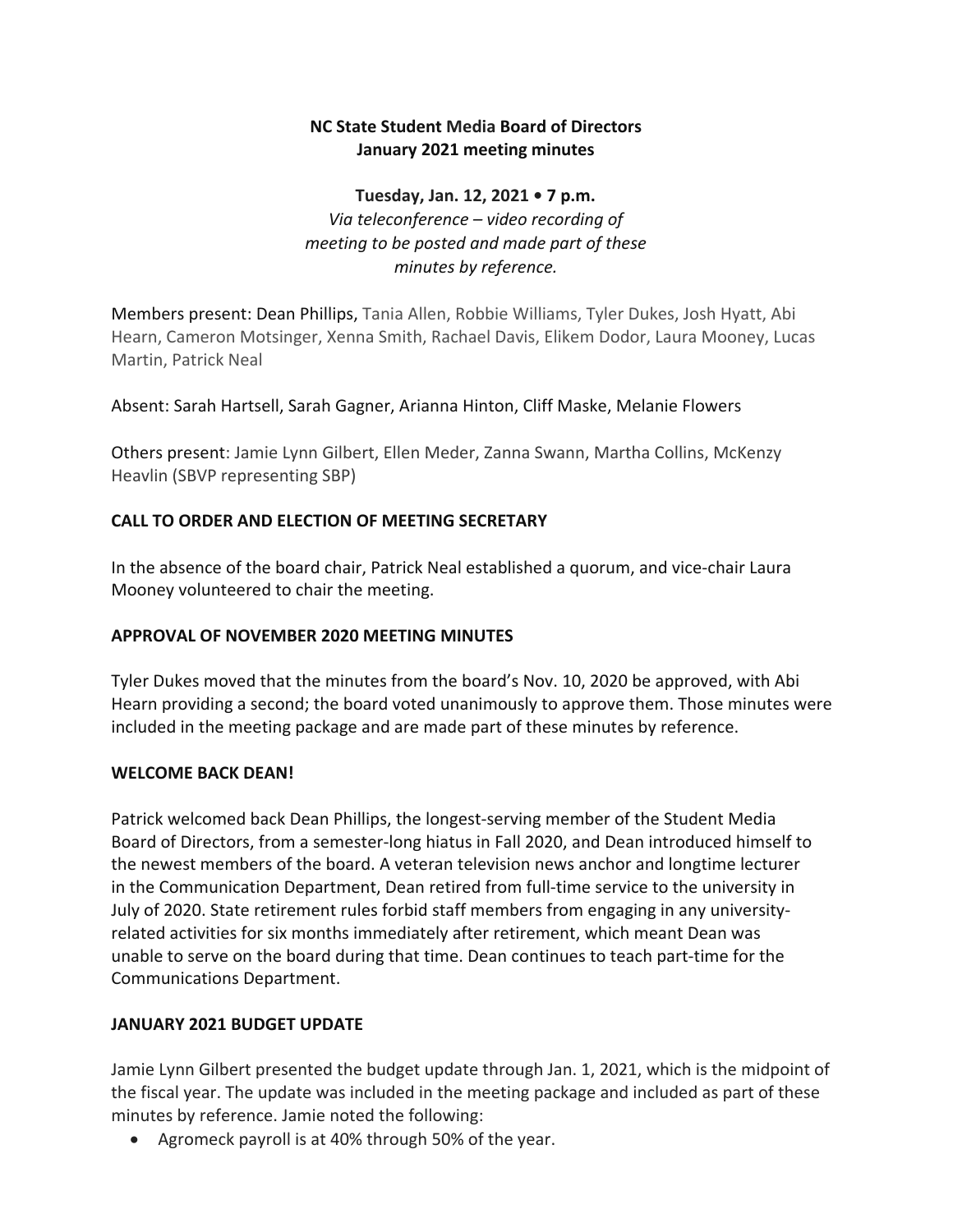**NC State Student Media Board of Directors**
**January 2021 meeting minutes**

**Tuesday, Jan. 12, 2021 • 7 p.m.**
*Via teleconference – video recording of meeting to be posted and made part of these minutes by reference.*

Members present: Dean Phillips, Tania Allen, Robbie Williams, Tyler Dukes, Josh Hyatt, Abi Hearn, Cameron Motsinger, Xenna Smith, Rachael Davis, Elikem Dodor, Laura Mooney, Lucas Martin, Patrick Neal

Absent: Sarah Hartsell, Sarah Gagner, Arianna Hinton, Cliff Maske, Melanie Flowers

Others present: Jamie Lynn Gilbert, Ellen Meder, Zanna Swann, Martha Collins, McKenzy Heavlin (SBVP representing SBP)

**CALL TO ORDER AND ELECTION OF MEETING SECRETARY**

In the absence of the board chair, Patrick Neal established a quorum, and vice-chair Laura Mooney volunteered to chair the meeting.

**APPROVAL OF NOVEMBER 2020 MEETING MINUTES**

Tyler Dukes moved that the minutes from the board's Nov. 10, 2020 be approved, with Abi Hearn providing a second; the board voted unanimously to approve them. Those minutes were included in the meeting package and are made part of these minutes by reference.

**WELCOME BACK DEAN!**

Patrick welcomed back Dean Phillips, the longest-serving member of the Student Media Board of Directors, from a semester-long hiatus in Fall 2020, and Dean introduced himself to the newest members of the board. A veteran television news anchor and longtime lecturer in the Communication Department, Dean retired from full-time service to the university in July of 2020. State retirement rules forbid staff members from engaging in any university-related activities for six months immediately after retirement, which meant Dean was unable to serve on the board during that time. Dean continues to teach part-time for the Communications Department.

**JANUARY 2021 BUDGET UPDATE**

Jamie Lynn Gilbert presented the budget update through Jan. 1, 2021, which is the midpoint of the fiscal year. The update was included in the meeting package and included as part of these minutes by reference. Jamie noted the following:

- Agromeck payroll is at 40% through 50% of the year.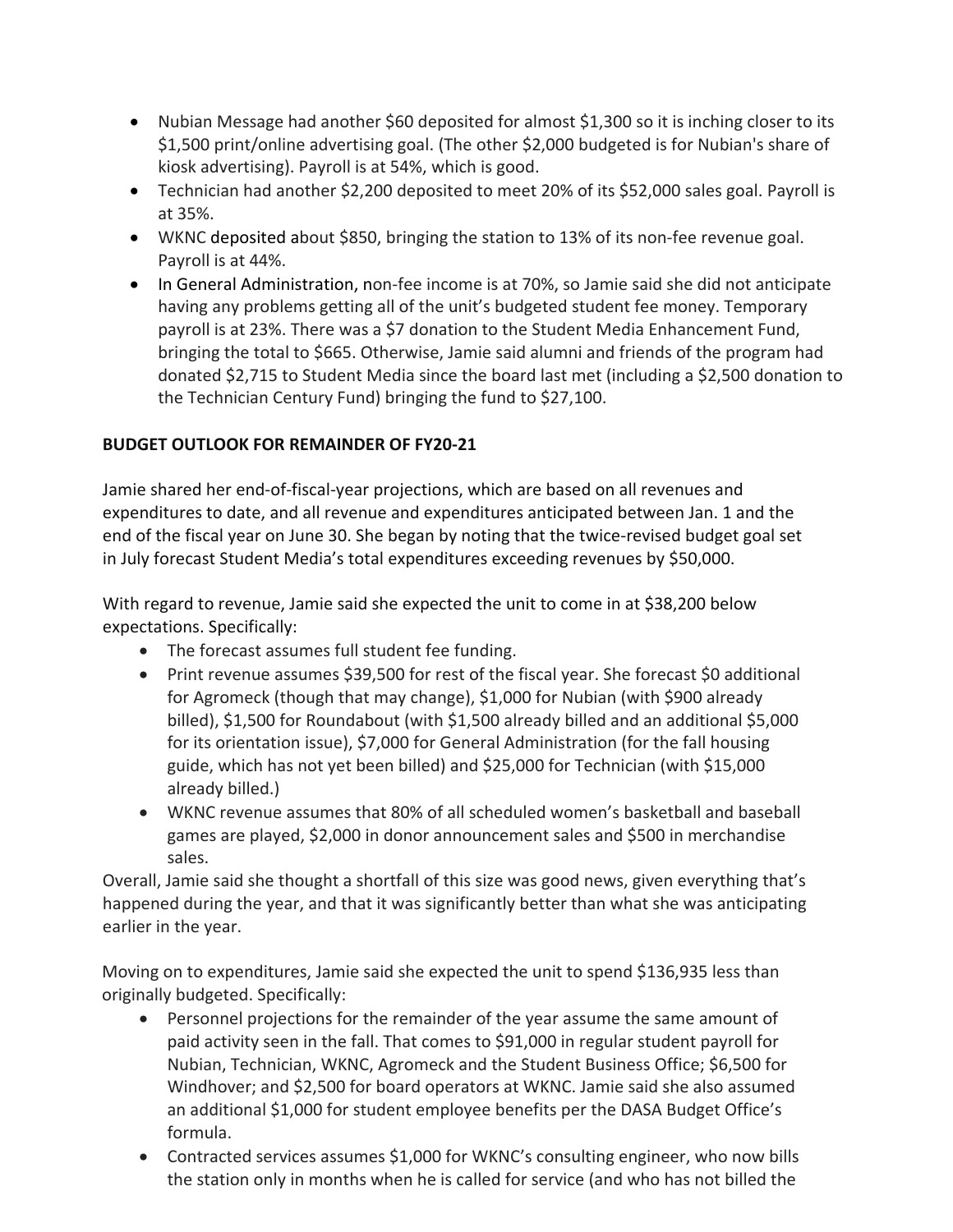- Nubian Message had another $60 deposited for almost $1,300 so it is inching closer to its $1,500 print/online advertising goal. (The other $2,000 budgeted is for Nubian's share of kiosk advertising). Payroll is at 54%, which is good.
- Technician had another $2,200 deposited to meet 20% of its $52,000 sales goal. Payroll is at 35%.
- WKNC deposited about $850, bringing the station to 13% of its non-fee revenue goal. Payroll is at 44%.
- In General Administration, non-fee income is at 70%, so Jamie said she did not anticipate having any problems getting all of the unit's budgeted student fee money. Temporary payroll is at 23%. There was a $7 donation to the Student Media Enhancement Fund, bringing the total to $665. Otherwise, Jamie said alumni and friends of the program had donated $2,715 to Student Media since the board last met (including a $2,500 donation to the Technician Century Fund) bringing the fund to $27,100.

**BUDGET OUTLOOK FOR REMAINDER OF FY20-21**

Jamie shared her end-of-fiscal-year projections, which are based on all revenues and expenditures to date, and all revenue and expenditures anticipated between Jan. 1 and the end of the fiscal year on June 30. She began by noting that the twice-revised budget goal set in July forecast Student Media's total expenditures exceeding revenues by $50,000.

With regard to revenue, Jamie said she expected the unit to come in at $38,200 below expectations. Specifically:

- The forecast assumes full student fee funding.
- Print revenue assumes $39,500 for rest of the fiscal year. She forecast $0 additional for Agromeck (though that may change), $1,000 for Nubian (with $900 already billed), $1,500 for Roundabout (with $1,500 already billed and an additional $5,000 for its orientation issue), $7,000 for General Administration (for the fall housing guide, which has not yet been billed) and $25,000 for Technician (with $15,000 already billed.)
- WKNC revenue assumes that 80% of all scheduled women's basketball and baseball games are played, $2,000 in donor announcement sales and $500 in merchandise sales.

Overall, Jamie said she thought a shortfall of this size was good news, given everything that's happened during the year, and that it was significantly better than what she was anticipating earlier in the year.

Moving on to expenditures, Jamie said she expected the unit to spend $136,935 less than originally budgeted. Specifically:

- Personnel projections for the remainder of the year assume the same amount of paid activity seen in the fall. That comes to $91,000 in regular student payroll for Nubian, Technician, WKNC, Agromeck and the Student Business Office; $6,500 for Windhover; and $2,500 for board operators at WKNC. Jamie said she also assumed an additional $1,000 for student employee benefits per the DASA Budget Office's formula.
- Contracted services assumes $1,000 for WKNC's consulting engineer, who now bills the station only in months when he is called for service (and who has not billed the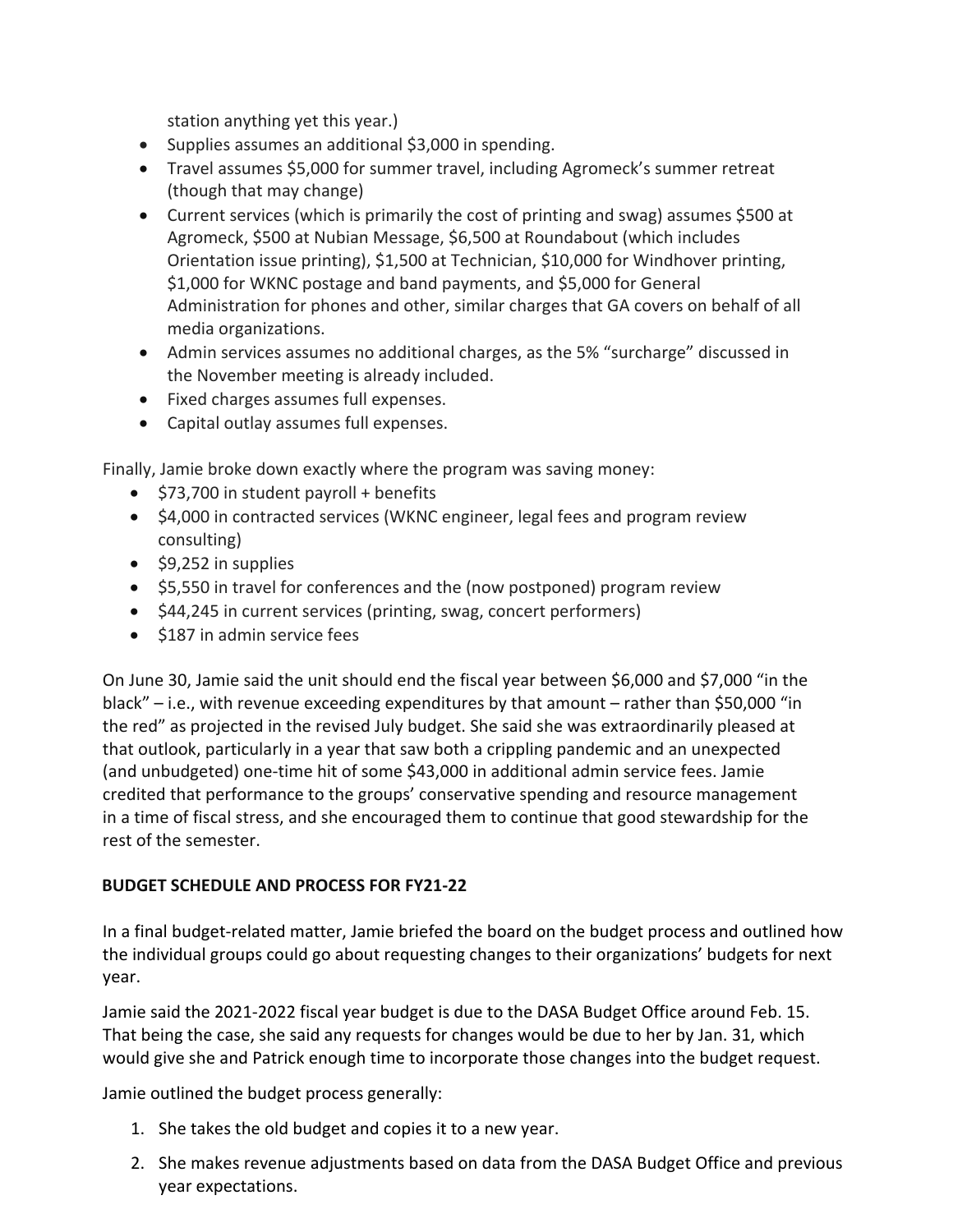station anything yet this year.)

- Supplies assumes an additional $3,000 in spending.
- Travel assumes $5,000 for summer travel, including Agromeck's summer retreat (though that may change)
- Current services (which is primarily the cost of printing and swag) assumes $500 at Agromeck, $500 at Nubian Message, $6,500 at Roundabout (which includes Orientation issue printing), $1,500 at Technician, $10,000 for Windhover printing, $1,000 for WKNC postage and band payments, and $5,000 for General Administration for phones and other, similar charges that GA covers on behalf of all media organizations.
- Admin services assumes no additional charges, as the 5% "surcharge" discussed in the November meeting is already included.
- Fixed charges assumes full expenses.
- Capital outlay assumes full expenses.

Finally, Jamie broke down exactly where the program was saving money:

- $73,700 in student payroll + benefits
- $4,000 in contracted services (WKNC engineer, legal fees and program review consulting)
- $9,252 in supplies
- $5,550 in travel for conferences and the (now postponed) program review
- $44,245 in current services (printing, swag, concert performers)
- $187 in admin service fees

On June 30, Jamie said the unit should end the fiscal year between $6,000 and $7,000 "in the black" – i.e., with revenue exceeding expenditures by that amount – rather than $50,000 "in the red" as projected in the revised July budget. She said she was extraordinarily pleased at that outlook, particularly in a year that saw both a crippling pandemic and an unexpected (and unbudgeted) one-time hit of some $43,000 in additional admin service fees. Jamie credited that performance to the groups' conservative spending and resource management in a time of fiscal stress, and she encouraged them to continue that good stewardship for the rest of the semester.

## BUDGET SCHEDULE AND PROCESS FOR FY21-22

In a final budget-related matter, Jamie briefed the board on the budget process and outlined how the individual groups could go about requesting changes to their organizations' budgets for next year.

Jamie said the 2021-2022 fiscal year budget is due to the DASA Budget Office around Feb. 15. That being the case, she said any requests for changes would be due to her by Jan. 31, which would give she and Patrick enough time to incorporate those changes into the budget request.

Jamie outlined the budget process generally:

1. She takes the old budget and copies it to a new year.
2. She makes revenue adjustments based on data from the DASA Budget Office and previous year expectations.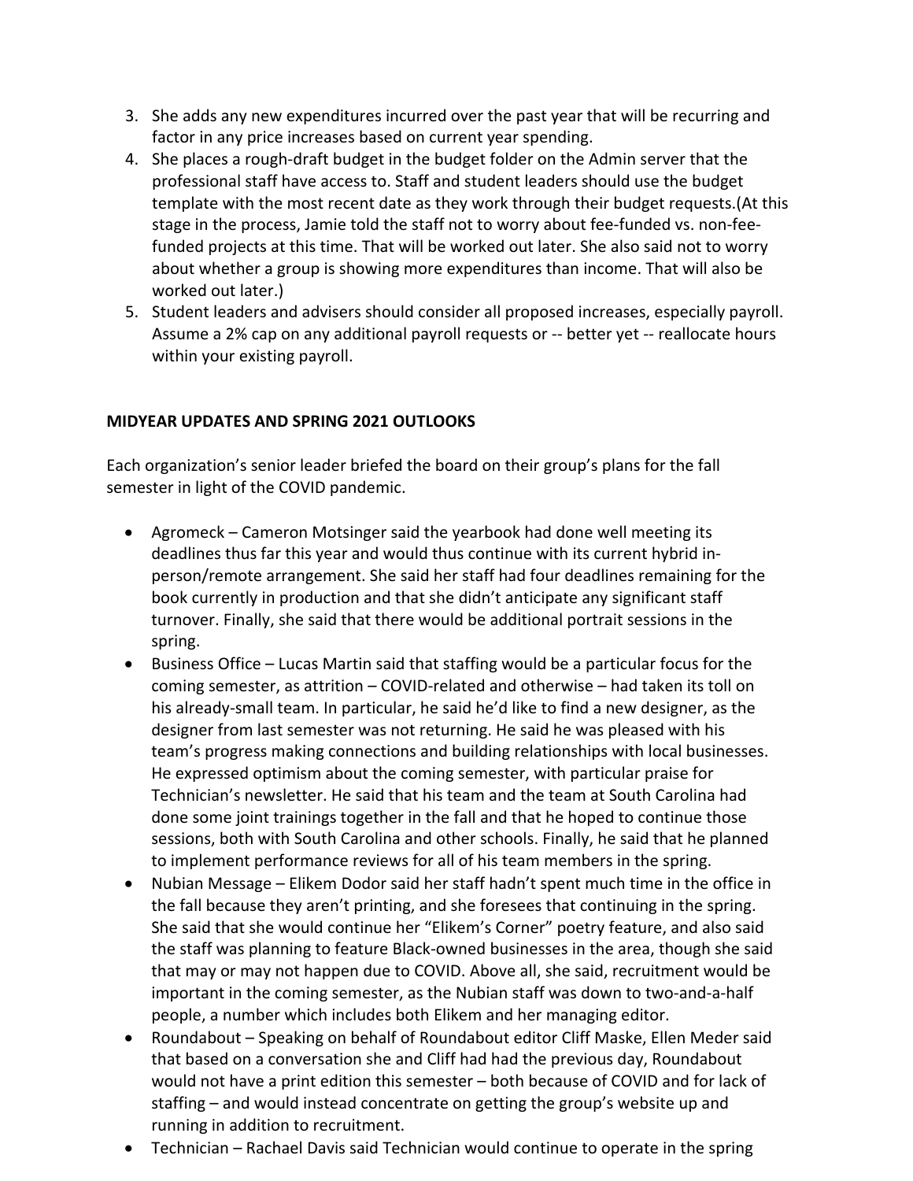3. She adds any new expenditures incurred over the past year that will be recurring and factor in any price increases based on current year spending.
4. She places a rough-draft budget in the budget folder on the Admin server that the professional staff have access to. Staff and student leaders should use the budget template with the most recent date as they work through their budget requests.(At this stage in the process, Jamie told the staff not to worry about fee-funded vs. non-fee-funded projects at this time. That will be worked out later. She also said not to worry about whether a group is showing more expenditures than income. That will also be worked out later.)
5. Student leaders and advisers should consider all proposed increases, especially payroll. Assume a 2% cap on any additional payroll requests or -- better yet -- reallocate hours within your existing payroll.

**MIDYEAR UPDATES AND SPRING 2021 OUTLOOKS**

Each organization's senior leader briefed the board on their group's plans for the fall semester in light of the COVID pandemic.

- Agromeck – Cameron Motsinger said the yearbook had done well meeting its deadlines thus far this year and would thus continue with its current hybrid in-person/remote arrangement. She said her staff had four deadlines remaining for the book currently in production and that she didn't anticipate any significant staff turnover. Finally, she said that there would be additional portrait sessions in the spring.
- Business Office – Lucas Martin said that staffing would be a particular focus for the coming semester, as attrition – COVID-related and otherwise – had taken its toll on his already-small team. In particular, he said he'd like to find a new designer, as the designer from last semester was not returning. He said he was pleased with his team's progress making connections and building relationships with local businesses. He expressed optimism about the coming semester, with particular praise for Technician's newsletter. He said that his team and the team at South Carolina had done some joint trainings together in the fall and that he hoped to continue those sessions, both with South Carolina and other schools. Finally, he said that he planned to implement performance reviews for all of his team members in the spring.
- Nubian Message – Elikem Dodor said her staff hadn't spent much time in the office in the fall because they aren't printing, and she foresees that continuing in the spring. She said that she would continue her "Elikem's Corner" poetry feature, and also said the staff was planning to feature Black-owned businesses in the area, though she said that may or may not happen due to COVID. Above all, she said, recruitment would be important in the coming semester, as the Nubian staff was down to two-and-a-half people, a number which includes both Elikem and her managing editor.
- Roundabout – Speaking on behalf of Roundabout editor Cliff Maske, Ellen Meder said that based on a conversation she and Cliff had had the previous day, Roundabout would not have a print edition this semester – both because of COVID and for lack of staffing – and would instead concentrate on getting the group's website up and running in addition to recruitment.
- Technician – Rachael Davis said Technician would continue to operate in the spring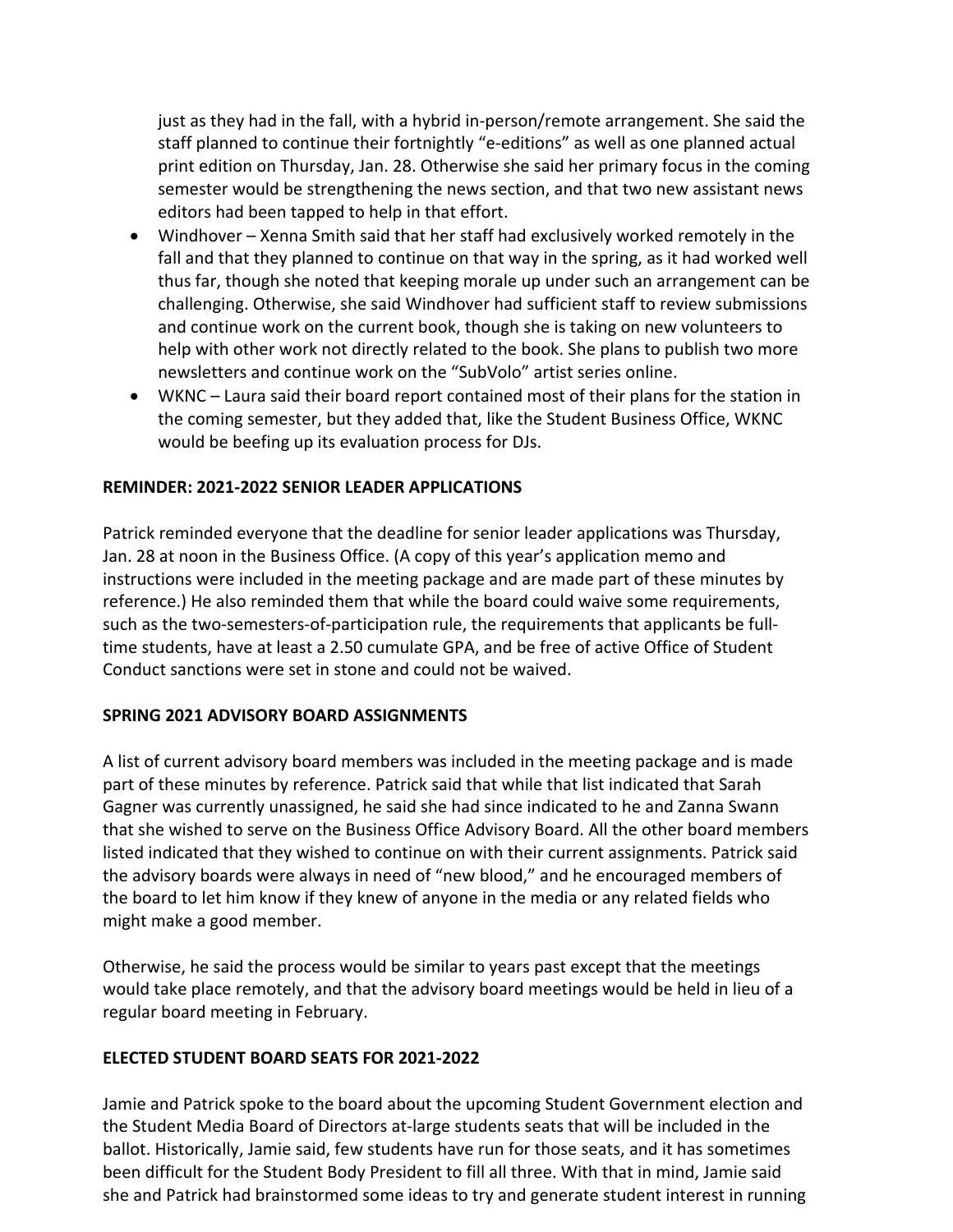just as they had in the fall, with a hybrid in-person/remote arrangement. She said the staff planned to continue their fortnightly "e-editions" as well as one planned actual print edition on Thursday, Jan. 28. Otherwise she said her primary focus in the coming semester would be strengthening the news section, and that two new assistant news editors had been tapped to help in that effort.

- Windhover – Xenna Smith said that her staff had exclusively worked remotely in the fall and that they planned to continue on that way in the spring, as it had worked well thus far, though she noted that keeping morale up under such an arrangement can be challenging. Otherwise, she said Windhover had sufficient staff to review submissions and continue work on the current book, though she is taking on new volunteers to help with other work not directly related to the book. She plans to publish two more newsletters and continue work on the "SubVolo" artist series online.
- WKNC – Laura said their board report contained most of their plans for the station in the coming semester, but they added that, like the Student Business Office, WKNC would be beefing up its evaluation process for DJs.

**REMINDER: 2021-2022 SENIOR LEADER APPLICATIONS**

Patrick reminded everyone that the deadline for senior leader applications was Thursday, Jan. 28 at noon in the Business Office. (A copy of this year's application memo and instructions were included in the meeting package and are made part of these minutes by reference.) He also reminded them that while the board could waive some requirements, such as the two-semesters-of-participation rule, the requirements that applicants be full-time students, have at least a 2.50 cumulate GPA, and be free of active Office of Student Conduct sanctions were set in stone and could not be waived.

**SPRING 2021 ADVISORY BOARD ASSIGNMENTS**

A list of current advisory board members was included in the meeting package and is made part of these minutes by reference. Patrick said that while that list indicated that Sarah Gagner was currently unassigned, he said she had since indicated to he and Zanna Swann that she wished to serve on the Business Office Advisory Board. All the other board members listed indicated that they wished to continue on with their current assignments. Patrick said the advisory boards were always in need of "new blood," and he encouraged members of the board to let him know if they knew of anyone in the media or any related fields who might make a good member.

Otherwise, he said the process would be similar to years past except that the meetings would take place remotely, and that the advisory board meetings would be held in lieu of a regular board meeting in February.

**ELECTED STUDENT BOARD SEATS FOR 2021-2022**

Jamie and Patrick spoke to the board about the upcoming Student Government election and the Student Media Board of Directors at-large students seats that will be included in the ballot. Historically, Jamie said, few students have run for those seats, and it has sometimes been difficult for the Student Body President to fill all three. With that in mind, Jamie said she and Patrick had brainstormed some ideas to try and generate student interest in running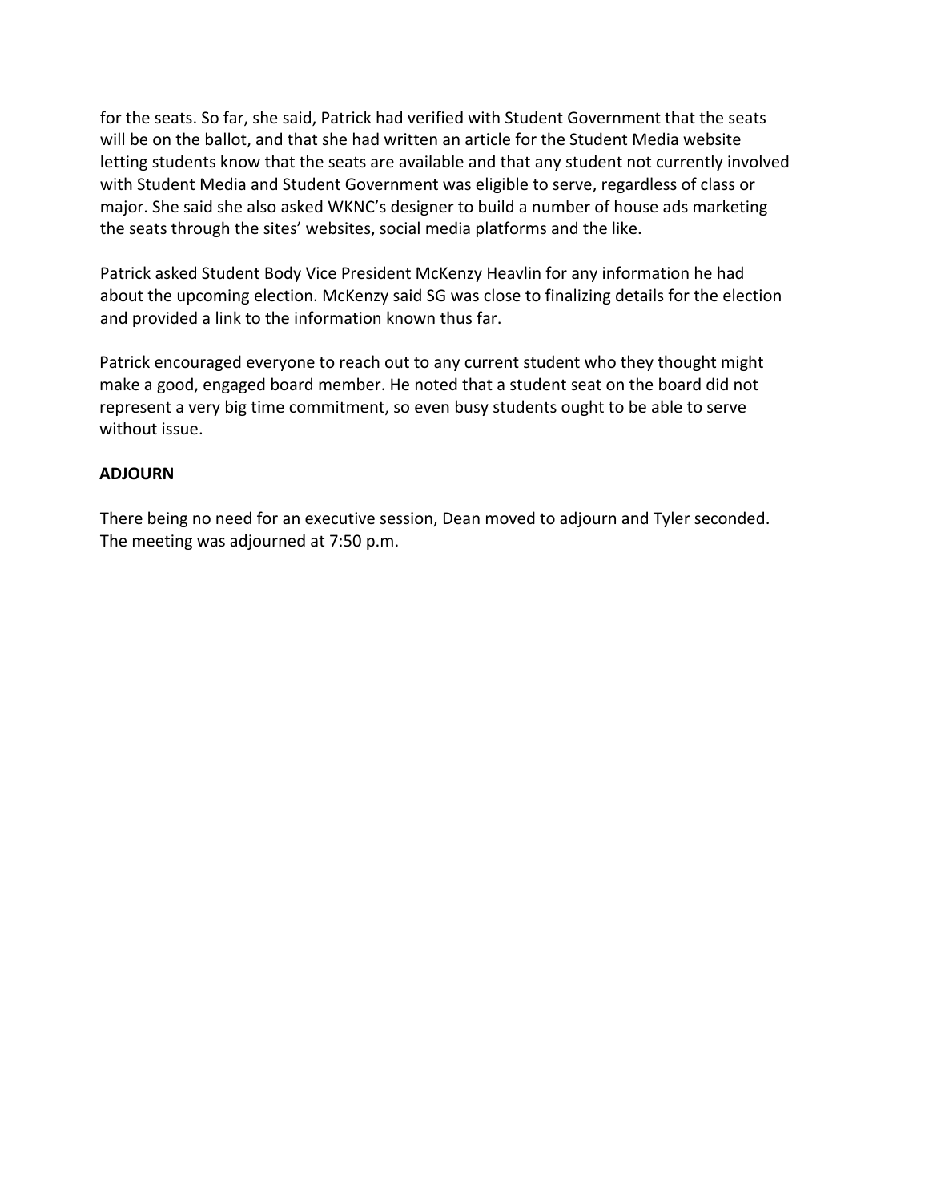for the seats. So far, she said, Patrick had verified with Student Government that the seats will be on the ballot, and that she had written an article for the Student Media website letting students know that the seats are available and that any student not currently involved with Student Media and Student Government was eligible to serve, regardless of class or major. She said she also asked WKNC's designer to build a number of house ads marketing the seats through the sites' websites, social media platforms and the like.

Patrick asked Student Body Vice President McKenzy Heavlin for any information he had about the upcoming election. McKenzy said SG was close to finalizing details for the election and provided a link to the information known thus far.

Patrick encouraged everyone to reach out to any current student who they thought might make a good, engaged board member. He noted that a student seat on the board did not represent a very big time commitment, so even busy students ought to be able to serve without issue.

**ADJOURN**

There being no need for an executive session, Dean moved to adjourn and Tyler seconded. The meeting was adjourned at 7:50 p.m.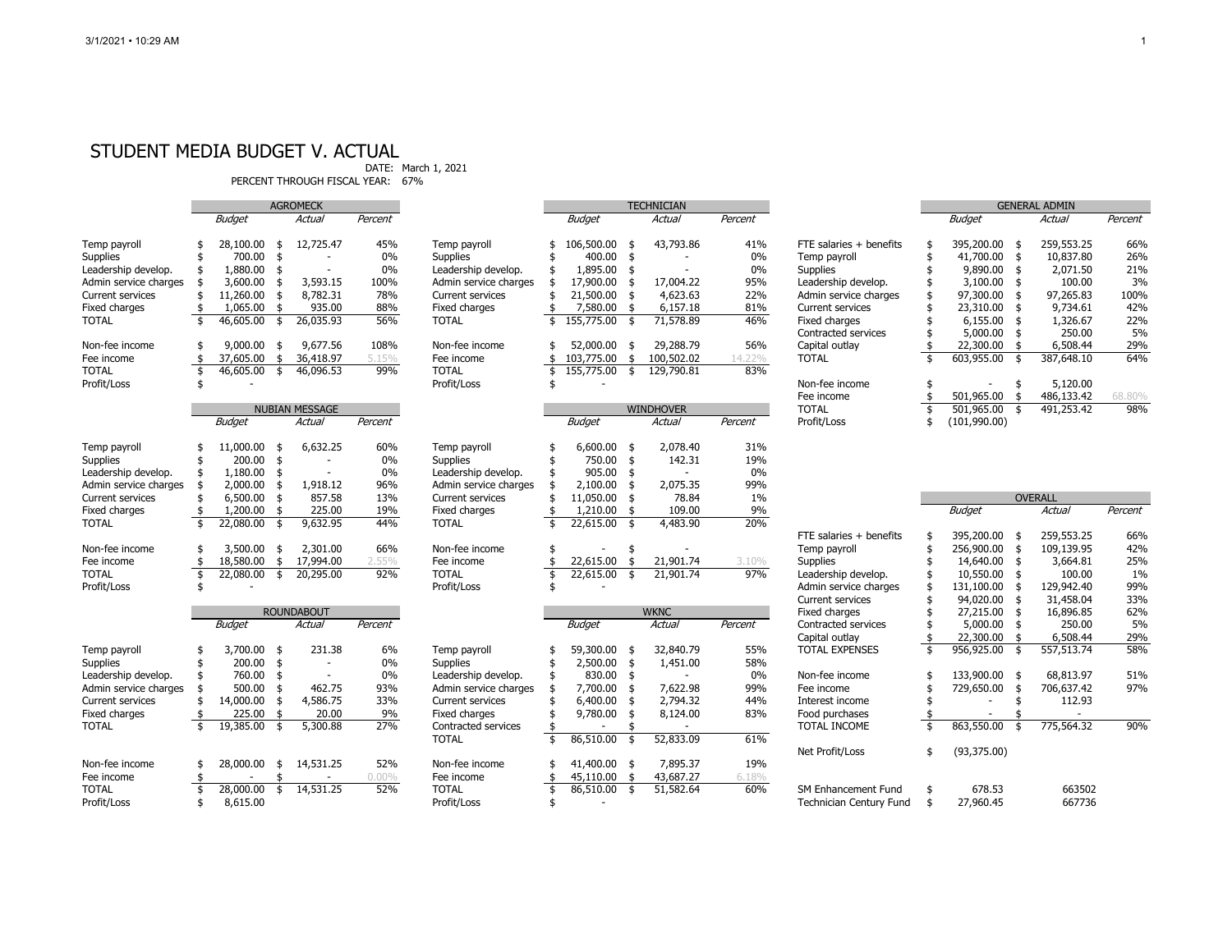# STUDENT MEDIA BUDGET V. ACTUAL

DATE: March 1, 2021

PERCENT THROUGH FISCAL YEAR: 67%

| AGROMECK | Budget | Actual | Percent |
|---|---|---|---|
| Temp payroll | $ 28,100.00 | $ 12,725.47 | 45% |
| Supplies | $ 700.00 | $ - | 0% |
| Leadership develop. | $ 1,880.00 | $ - | 0% |
| Admin service charges | $ 3,600.00 | $ 3,593.15 | 100% |
| Current services | $ 11,260.00 | $ 8,782.31 | 78% |
| Fixed charges | $ 1,065.00 | $ 935.00 | 88% |
| TOTAL | $ 46,605.00 | $ 26,035.93 | 56% |
| Non-fee income | $ 9,000.00 | $ 9,677.56 | 108% |
| Fee income | $ 37,605.00 | $ 36,418.97 | 5.15% |
| TOTAL | $ 46,605.00 | $ 46,096.53 | 99% |
| Profit/Loss | $ - | | |

| TECHNICIAN | Budget | Actual | Percent |
|---|---|---|---|
| Temp payroll | $ 106,500.00 | $ 43,793.86 | 41% |
| Supplies | $ 400.00 | $ - | 0% |
| Leadership develop. | $ 1,895.00 | $ - | 0% |
| Admin service charges | $ 17,900.00 | $ 17,004.22 | 95% |
| Current services | $ 21,500.00 | $ 4,623.63 | 22% |
| Fixed charges | $ 7,580.00 | $ 6,157.18 | 81% |
| TOTAL | $ 155,775.00 | $ 71,578.89 | 46% |
| Non-fee income | $ 52,000.00 | $ 29,288.79 | 56% |
| Fee income | $ 103,775.00 | $ 100,502.02 | 14.22% |
| TOTAL | $ 155,775.00 | $ 129,790.81 | 83% |
| Profit/Loss | $ - | | |

| GENERAL ADMIN | Budget | Actual | Percent |
|---|---|---|---|
| FTE salaries + benefits | $ 395,200.00 | $ 259,553.25 | 66% |
| Temp payroll | $ 41,700.00 | $ 10,837.80 | 26% |
| Supplies | $ 9,890.00 | $ 2,071.50 | 21% |
| Leadership develop. | $ 3,100.00 | $ 100.00 | 3% |
| Admin service charges | $ 97,300.00 | $ 97,265.83 | 100% |
| Current services | $ 23,310.00 | $ 9,734.61 | 42% |
| Fixed charges | $ 6,155.00 | $ 1,326.67 | 22% |
| Contracted services | $ 5,000.00 | $ 250.00 | 5% |
| Capital outlay | $ 22,300.00 | $ 6,508.44 | 29% |
| TOTAL | $ 603,955.00 | $ 387,648.10 | 64% |
| Non-fee income | $ - | $ 5,120.00 | |
| Fee income | $ 501,965.00 | $ 486,133.42 | 68.80% |
| TOTAL | $ 501,965.00 | $ 491,253.42 | 98% |
| Profit/Loss | $ (101,990.00) | | |

| NUBIAN MESSAGE | Budget | Actual | Percent |
|---|---|---|---|
| Temp payroll | $ 11,000.00 | $ 6,632.25 | 60% |
| Supplies | $ 200.00 | $ - | 0% |
| Leadership develop. | $ 1,180.00 | $ - | 0% |
| Admin service charges | $ 2,000.00 | $ 1,918.12 | 96% |
| Current services | $ 6,500.00 | $ 857.58 | 13% |
| Fixed charges | $ 1,200.00 | $ 225.00 | 19% |
| TOTAL | $ 22,080.00 | $ 9,632.95 | 44% |
| Non-fee income | $ 3,500.00 | $ 2,301.00 | 66% |
| Fee income | $ 18,580.00 | $ 17,994.00 | 2.55% |
| TOTAL | $ 22,080.00 | $ 20,295.00 | 92% |
| Profit/Loss | $ - | | |

| WINDHOVER | Budget | Actual | Percent |
|---|---|---|---|
| Temp payroll | $ 6,600.00 | $ 2,078.40 | 31% |
| Supplies | $ 750.00 | $ 142.31 | 19% |
| Leadership develop. | $ 905.00 | $ - | 0% |
| Admin service charges | $ 2,100.00 | $ 2,075.35 | 99% |
| Current services | $ 11,050.00 | $ 78.84 | 1% |
| Fixed charges | $ 1,210.00 | $ 109.00 | 9% |
| TOTAL | $ 22,615.00 | $ 4,483.90 | 20% |
| Non-fee income | $ - | $ - | |
| Fee income | $ 22,615.00 | $ 21,901.74 | 3.10% |
| TOTAL | $ 22,615.00 | $ 21,901.74 | 97% |
| Profit/Loss | $ - | | |

| ROUNDABOUT | Budget | Actual | Percent |
|---|---|---|---|
| Temp payroll | $ 3,700.00 | $ 231.38 | 6% |
| Supplies | $ 200.00 | $ - | 0% |
| Leadership develop. | $ 760.00 | $ - | 0% |
| Admin service charges | $ 500.00 | $ 462.75 | 93% |
| Current services | $ 14,000.00 | $ 4,586.75 | 33% |
| Fixed charges | $ 225.00 | $ 20.00 | 9% |
| TOTAL | $ 19,385.00 | $ 5,300.88 | 27% |
| Non-fee income | $ 28,000.00 | $ 14,531.25 | 52% |
| Fee income | $ - | $ - | 0.00% |
| TOTAL | $ 28,000.00 | $ 14,531.25 | 52% |
| Profit/Loss | $ 8,615.00 | | |

| WKNC | Budget | Actual | Percent |
|---|---|---|---|
| Temp payroll | $ 59,300.00 | $ 32,840.79 | 55% |
| Supplies | $ 2,500.00 | $ 1,451.00 | 58% |
| Leadership develop. | $ 830.00 | $ - | 0% |
| Admin service charges | $ 7,700.00 | $ 7,622.98 | 99% |
| Current services | $ 6,400.00 | $ 2,794.32 | 44% |
| Fixed charges | $ 9,780.00 | $ 8,124.00 | 83% |
| Contracted services | $ - | $ - | |
| TOTAL | $ 86,510.00 | $ 52,833.09 | 61% |
| Non-fee income | $ 41,400.00 | $ 7,895.37 | 19% |
| Fee income | $ 45,110.00 | $ 43,687.27 | 6.18% |
| TOTAL | $ 86,510.00 | $ 51,582.64 | 60% |
| Profit/Loss | $ - | | |

| OVERALL | Budget | Actual | Percent |
|---|---|---|---|
| FTE salaries + benefits | $ 395,200.00 | $ 259,553.25 | 66% |
| Temp payroll | $ 256,900.00 | $ 109,139.95 | 42% |
| Supplies | $ 14,640.00 | $ 3,664.81 | 25% |
| Leadership develop. | $ 10,550.00 | $ 100.00 | 1% |
| Admin service charges | $ 131,100.00 | $ 129,942.40 | 99% |
| Current services | $ 94,020.00 | $ 31,458.04 | 33% |
| Fixed charges | $ 27,215.00 | $ 16,896.85 | 62% |
| Contracted services | $ 5,000.00 | $ 250.00 | 5% |
| Capital outlay | $ 22,300.00 | $ 6,508.44 | 29% |
| TOTAL EXPENSES | $ 956,925.00 | $ 557,513.74 | 58% |
| Non-fee income | $ 133,900.00 | $ 68,813.97 | 51% |
| Fee income | $ 729,650.00 | $ 706,637.42 | 97% |
| Interest income | $ - | $ 112.93 | |
| Food purchases | $ - | $ - | |
| TOTAL INCOME | $ 863,550.00 | $ 775,564.32 | 90% |
| Net Profit/Loss | $ (93,375.00) | | |
| SM Enhancement Fund | $ 678.53 | 663502 | |
| Technician Century Fund | $ 27,960.45 | 667736 | |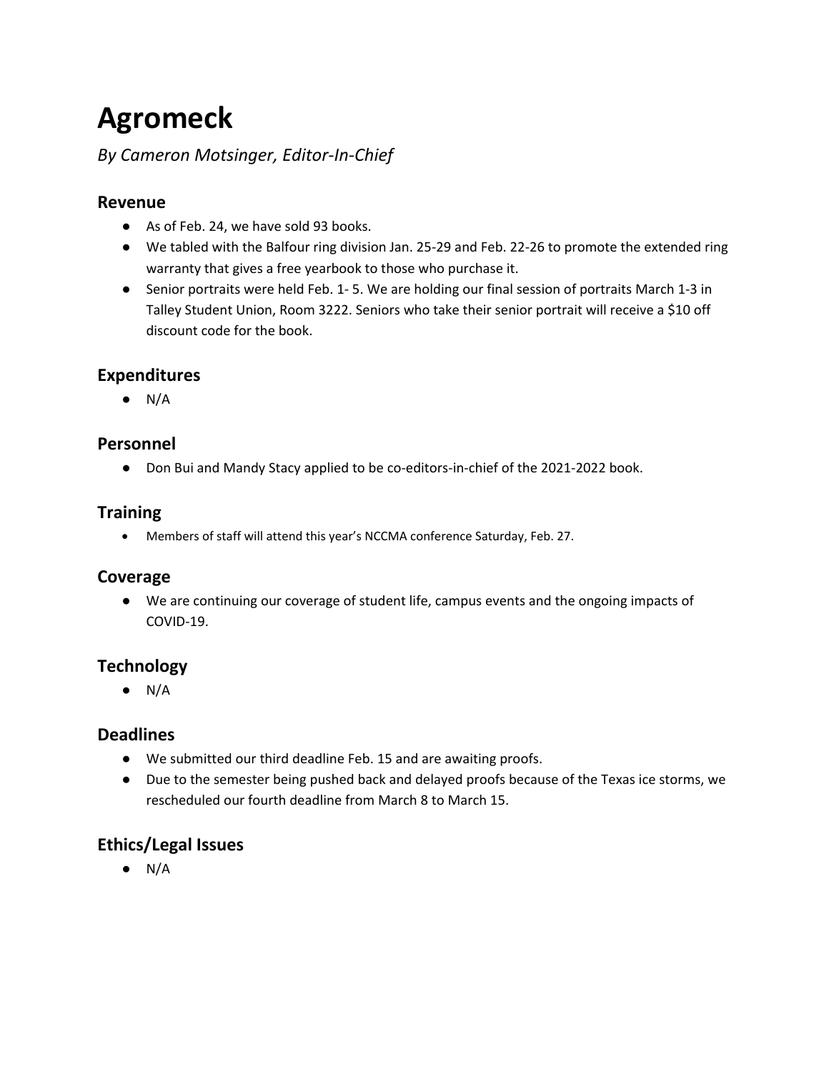# Agromeck

*By Cameron Motsinger, Editor-In-Chief*

## Revenue

- As of Feb. 24, we have sold 93 books.
- We tabled with the Balfour ring division Jan. 25-29 and Feb. 22-26 to promote the extended ring warranty that gives a free yearbook to those who purchase it.
- Senior portraits were held Feb. 1- 5. We are holding our final session of portraits March 1-3 in Talley Student Union, Room 3222. Seniors who take their senior portrait will receive a $10 off discount code for the book.

## Expenditures

- N/A

## Personnel

- Don Bui and Mandy Stacy applied to be co-editors-in-chief of the 2021-2022 book.

## Training

- Members of staff will attend this year's NCCMA conference Saturday, Feb. 27.

## Coverage

- We are continuing our coverage of student life, campus events and the ongoing impacts of COVID-19.

## Technology

- N/A

## Deadlines

- We submitted our third deadline Feb. 15 and are awaiting proofs.
- Due to the semester being pushed back and delayed proofs because of the Texas ice storms, we rescheduled our fourth deadline from March 8 to March 15.

## Ethics/Legal Issues

- N/A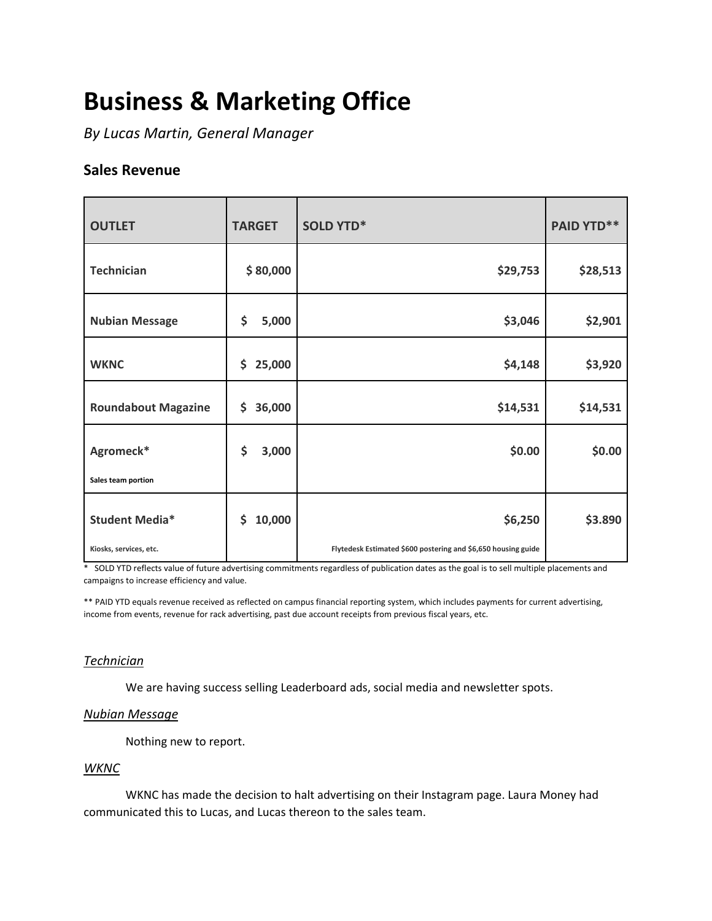# Business & Marketing Office

*By Lucas Martin, General Manager*

## Sales Revenue

| OUTLET | TARGET | SOLD YTD* | PAID YTD** |
|---|---|---|---|
| **Technician** | **$ 80,000** | **$29,753** | **$28,513** |
| **Nubian Message** | **$ 5,000** | **$3,046** | **$2,901** |
| **WKNC** | **$ 25,000** | **$4,148** | **$3,920** |
| **Roundabout Magazine** | **$ 36,000** | **$14,531** | **$14,531** |
| **Agromeck*** <br> Sales team portion | **$ 3,000** | **$0.00** | **$0.00** |
| **Student Media*** <br> Kiosks, services, etc. | **$ 10,000** | **$6,250** <br> Flytedesk Estimated $600 postering and $6,650 housing guide | **$3.890** |

* SOLD YTD reflects value of future advertising commitments regardless of publication dates as the goal is to sell multiple placements and campaigns to increase efficiency and value.

** PAID YTD equals revenue received as reflected on campus financial reporting system, which includes payments for current advertising, income from events, revenue for rack advertising, past due account receipts from previous fiscal years, etc.

### *Technician*

We are having success selling Leaderboard ads, social media and newsletter spots.

### *Nubian Message*

Nothing new to report.

### *WKNC*

WKNC has made the decision to halt advertising on their Instagram page. Laura Money had communicated this to Lucas, and Lucas thereon to the sales team.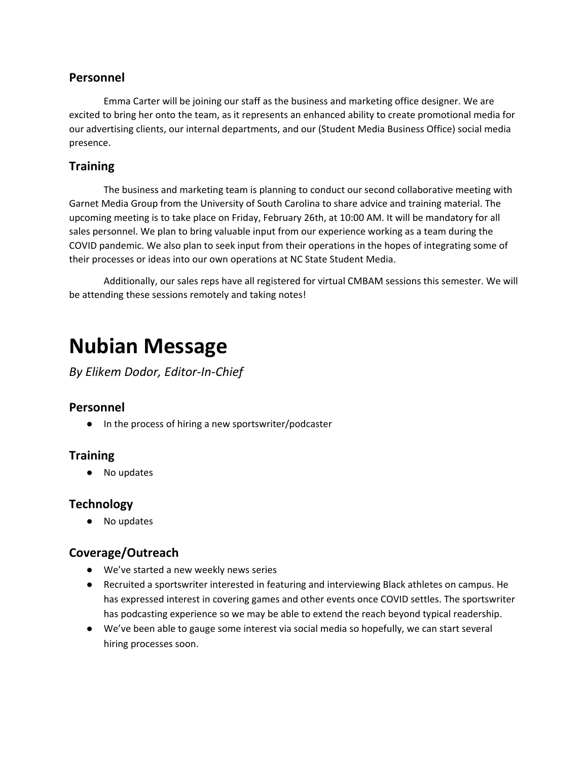### Personnel

Emma Carter will be joining our staff as the business and marketing office designer. We are excited to bring her onto the team, as it represents an enhanced ability to create promotional media for our advertising clients, our internal departments, and our (Student Media Business Office) social media presence.

### Training

The business and marketing team is planning to conduct our second collaborative meeting with Garnet Media Group from the University of South Carolina to share advice and training material. The upcoming meeting is to take place on Friday, February 26th, at 10:00 AM. It will be mandatory for all sales personnel. We plan to bring valuable input from our experience working as a team during the COVID pandemic. We also plan to seek input from their operations in the hopes of integrating some of their processes or ideas into our own operations at NC State Student Media.

Additionally, our sales reps have all registered for virtual CMBAM sessions this semester. We will be attending these sessions remotely and taking notes!

# Nubian Message

*By Elikem Dodor, Editor-In-Chief*

### Personnel

- In the process of hiring a new sportswriter/podcaster

### Training

- No updates

### Technology

- No updates

### Coverage/Outreach

- We've started a new weekly news series
- Recruited a sportswriter interested in featuring and interviewing Black athletes on campus. He has expressed interest in covering games and other events once COVID settles. The sportswriter has podcasting experience so we may be able to extend the reach beyond typical readership.
- We've been able to gauge some interest via social media so hopefully, we can start several hiring processes soon.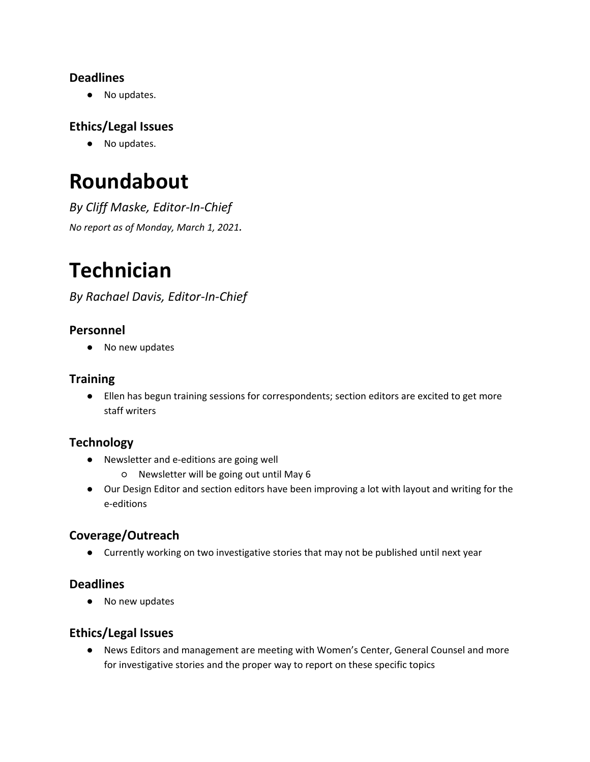### Deadlines

- No updates.

### Ethics/Legal Issues

- No updates.

# Roundabout

*By Cliff Maske, Editor-In-Chief*

*No report as of Monday, March 1, 2021.*

# Technician

*By Rachael Davis, Editor-In-Chief*

### Personnel

- No new updates

### Training

- Ellen has begun training sessions for correspondents; section editors are excited to get more staff writers

### Technology

- Newsletter and e-editions are going well
    - Newsletter will be going out until May 6
- Our Design Editor and section editors have been improving a lot with layout and writing for the e-editions

### Coverage/Outreach

- Currently working on two investigative stories that may not be published until next year

### Deadlines

- No new updates

### Ethics/Legal Issues

- News Editors and management are meeting with Women's Center, General Counsel and more for investigative stories and the proper way to report on these specific topics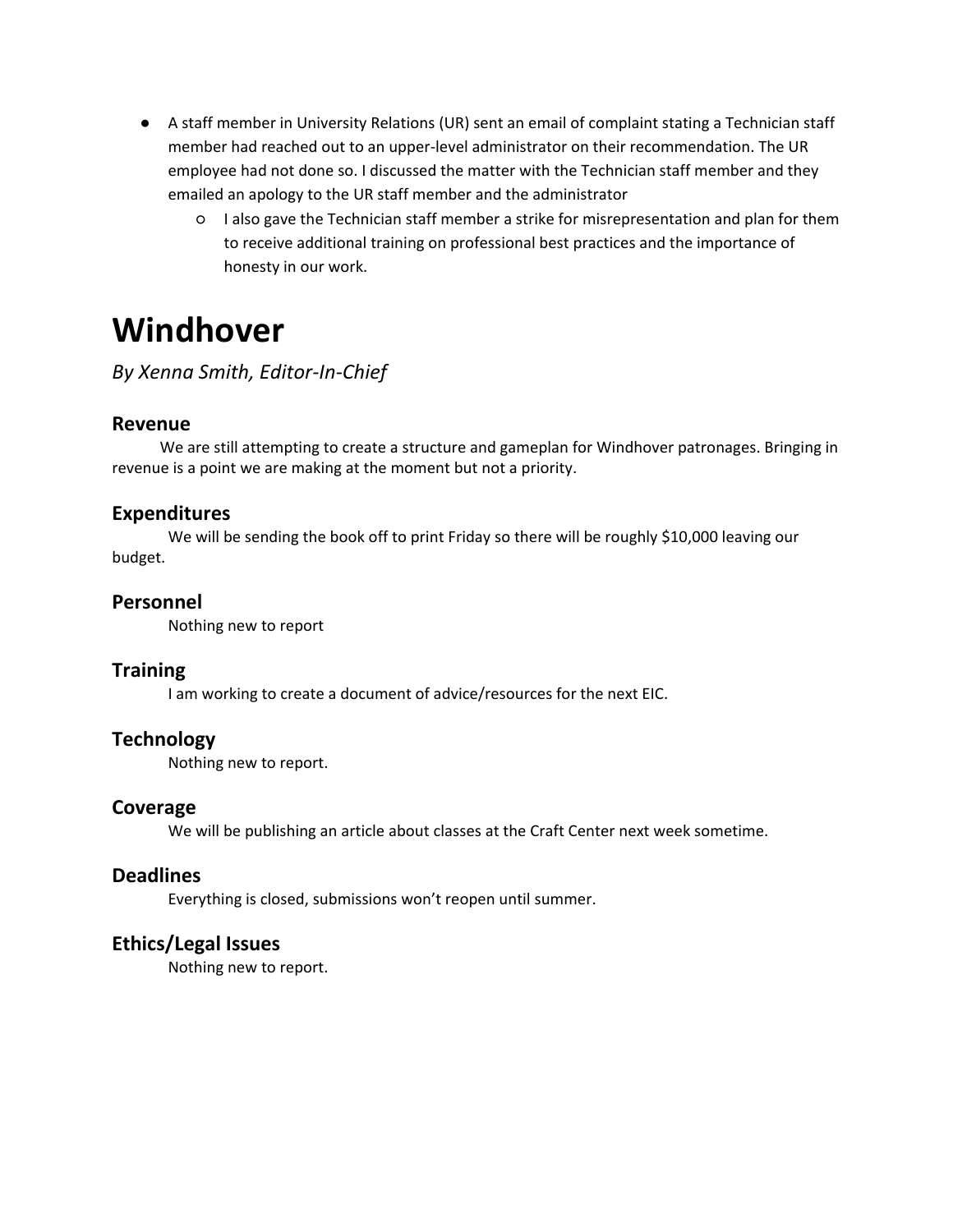- A staff member in University Relations (UR) sent an email of complaint stating a Technician staff member had reached out to an upper-level administrator on their recommendation. The UR employee had not done so. I discussed the matter with the Technician staff member and they emailed an apology to the UR staff member and the administrator
    - I also gave the Technician staff member a strike for misrepresentation and plan for them to receive additional training on professional best practices and the importance of honesty in our work.

# Windhover

*By Xenna Smith, Editor-In-Chief*

### Revenue

We are still attempting to create a structure and gameplan for Windhover patronages. Bringing in revenue is a point we are making at the moment but not a priority.

### Expenditures

We will be sending the book off to print Friday so there will be roughly $10,000 leaving our budget.

### Personnel

Nothing new to report

### Training

I am working to create a document of advice/resources for the next EIC.

### Technology

Nothing new to report.

### Coverage

We will be publishing an article about classes at the Craft Center next week sometime.

### Deadlines

Everything is closed, submissions won't reopen until summer.

### Ethics/Legal Issues

Nothing new to report.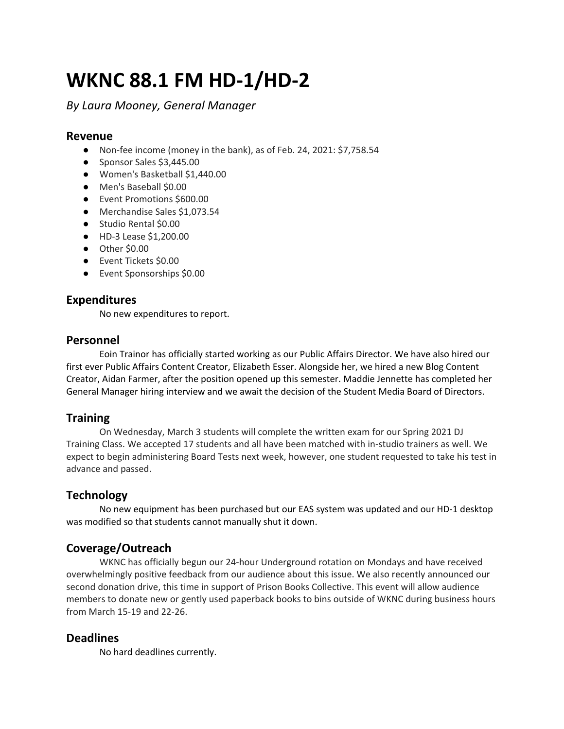# WKNC 88.1 FM HD-1/HD-2

*By Laura Mooney, General Manager*

## Revenue

- Non-fee income (money in the bank), as of Feb. 24, 2021: $7,758.54
- Sponsor Sales $3,445.00
- Women's Basketball $1,440.00
- Men's Baseball $0.00
- Event Promotions $600.00
- Merchandise Sales $1,073.54
- Studio Rental $0.00
- HD-3 Lease $1,200.00
- Other $0.00
- Event Tickets $0.00
- Event Sponsorships $0.00

## Expenditures

No new expenditures to report.

## Personnel

Eoin Trainor has officially started working as our Public Affairs Director. We have also hired our first ever Public Affairs Content Creator, Elizabeth Esser. Alongside her, we hired a new Blog Content Creator, Aidan Farmer, after the position opened up this semester. Maddie Jennette has completed her General Manager hiring interview and we await the decision of the Student Media Board of Directors.

## Training

On Wednesday, March 3 students will complete the written exam for our Spring 2021 DJ Training Class. We accepted 17 students and all have been matched with in-studio trainers as well. We expect to begin administering Board Tests next week, however, one student requested to take his test in advance and passed.

## Technology

No new equipment has been purchased but our EAS system was updated and our HD-1 desktop was modified so that students cannot manually shut it down.

## Coverage/Outreach

WKNC has officially begun our 24-hour Underground rotation on Mondays and have received overwhelmingly positive feedback from our audience about this issue. We also recently announced our second donation drive, this time in support of Prison Books Collective. This event will allow audience members to donate new or gently used paperback books to bins outside of WKNC during business hours from March 15-19 and 22-26.

## Deadlines

No hard deadlines currently.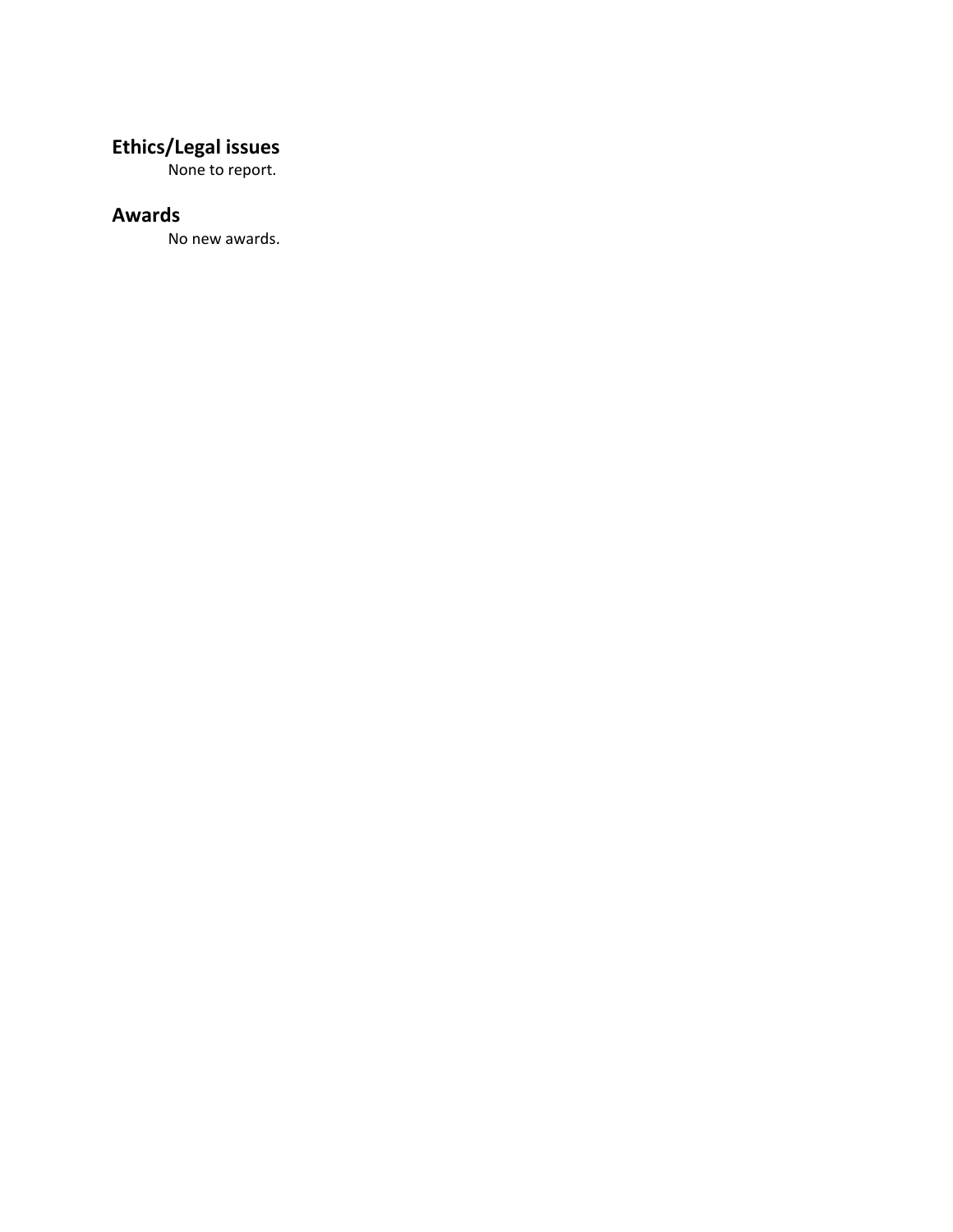## Ethics/Legal issues

None to report.

## Awards

No new awards.